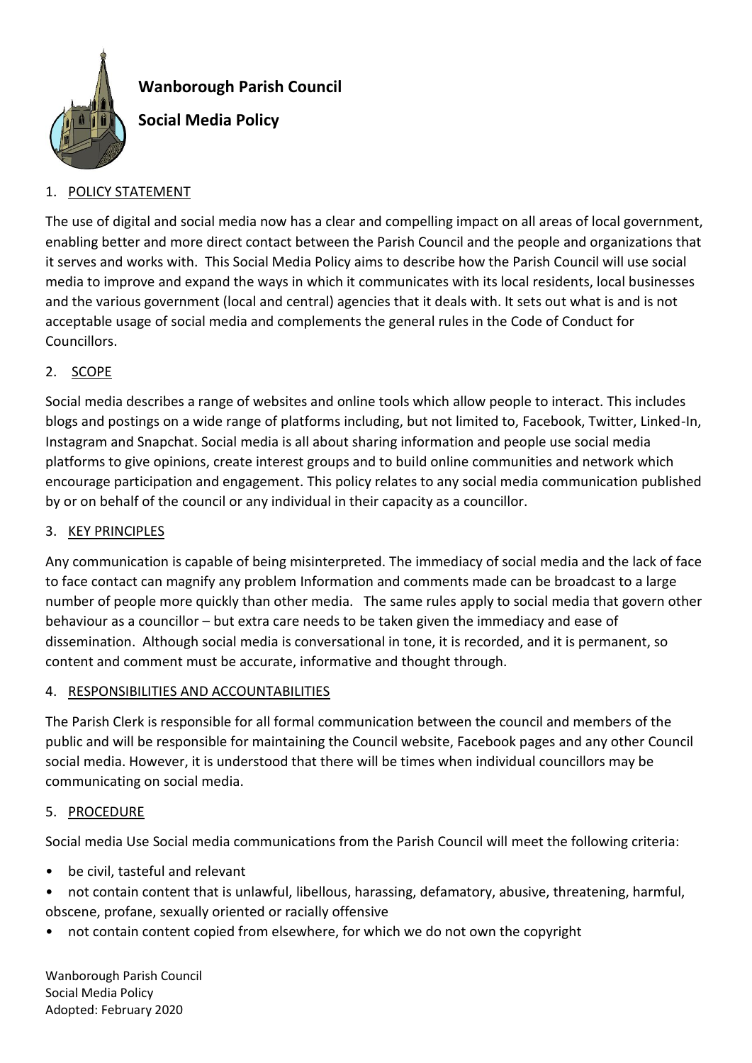# Wanborough Parish Council

## Social Media Policy

1. POLICY STATEMENT

The use of digital and social media now has a clear and compelling impact on all areas of local government, enabling better and more direct contact between the Parish Council and the people and organizations that it serves and works with. This Social Media Policy aims to describe how the Parish Council will use social media to improve and expand the ways in which it communicates with its local residents, local businesses and the various government (local and central) agencies that it deals with. It sets out what is and is not acceptable usage of social media and complements the general rules in the Code of Conduct for Councillors.

2. SCOPE

Social media describes a range of websites and online tools which allow people to interact. This includes blogs and postings on a wide range of platforms including, but not limited to, Facebook, Twitter, Linked-In, Instagram and Snapchat. Social media is all about sharing information and people use social media platforms to give opinions, create interest groups and to build online communities and network which encourage participation and engagement. This policy relates to any social media communication published by or on behalf of the council or any individual in their capacity as a councillor.

3. KEY PRINCIPLES

Any communication is capable of being misinterpreted. The immediacy of social media and the lack of face to face contact can magnify any problem Information and comments made can be broadcast to a large number of people more quickly than other media. The same rules apply to social media that govern other behaviour as a councillor – but extra care needs to be taken given the immediacy and ease of dissemination. Although social media is conversational in tone, it is recorded, and it is permanent, so content and comment must be accurate, informative and thought through.

4. RESPONSIBILITIES AND ACCOUNTABILITIES

The Parish Clerk is responsible for all formal communication between the council and members of the public and will be responsible for maintaining the Council website, Facebook pages and any other Council social media. However, it is understood that there will be times when individual councillors may be communicating on social media.

5. PROCEDURE

Social media Use Social media communications from the Parish Council will meet the following criteria:

- be civil, tasteful and relevant
- not contain content that is unlawful, libellous, harassing, defamatory, abusive, threatening, harmful, obscene, profane, sexually oriented or racially offensive
- not contain content copied from elsewhere, for which we do not own the copyright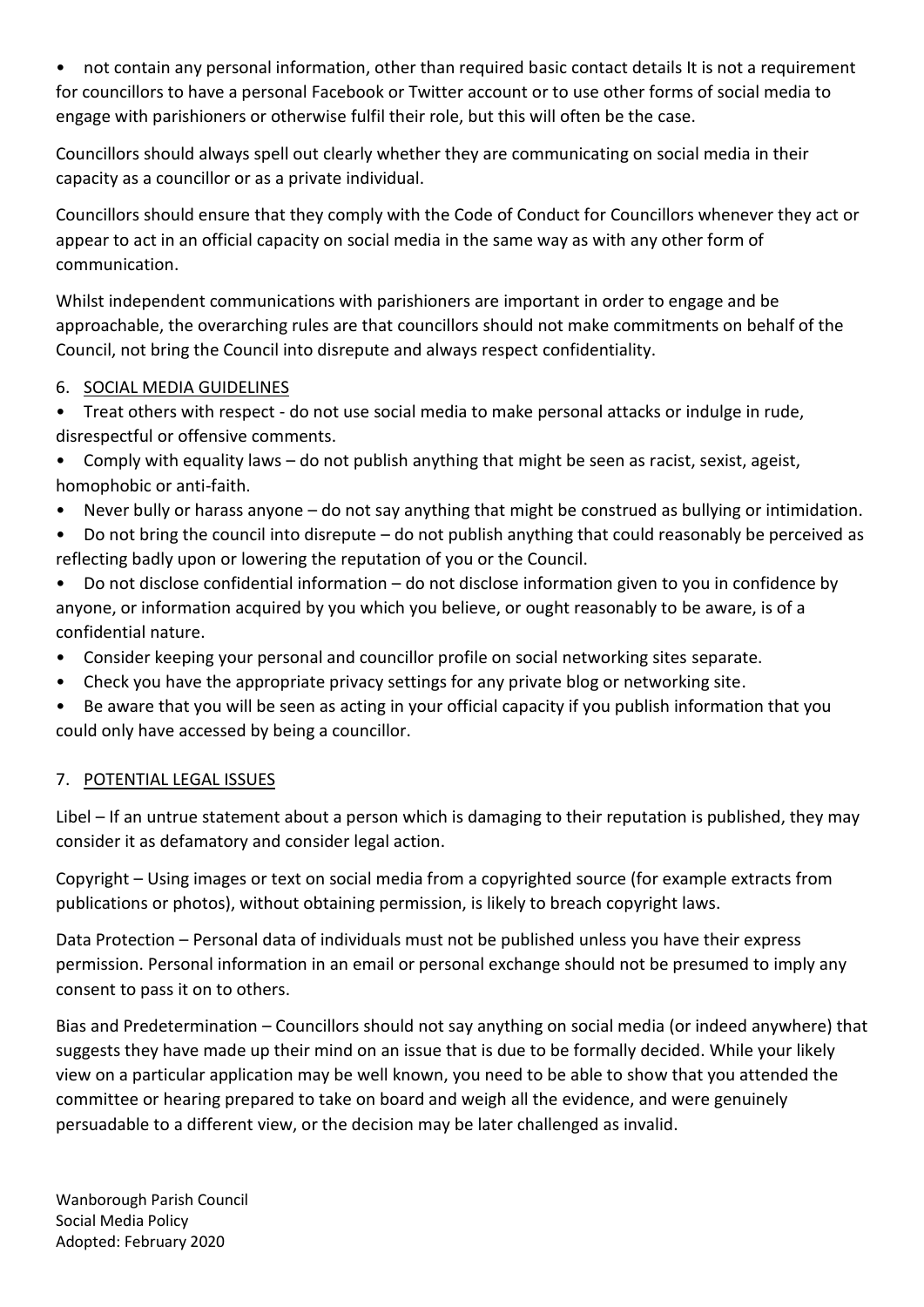- not contain any personal information, other than required basic contact details It is not a requirement for councillors to have a personal Facebook or Twitter account or to use other forms of social media to engage with parishioners or otherwise fulfil their role, but this will often be the case.

Councillors should always spell out clearly whether they are communicating on social media in their capacity as a councillor or as a private individual.

Councillors should ensure that they comply with the Code of Conduct for Councillors whenever they act or appear to act in an official capacity on social media in the same way as with any other form of communication.

Whilst independent communications with parishioners are important in order to engage and be approachable, the overarching rules are that councillors should not make commitments on behalf of the Council, not bring the Council into disrepute and always respect confidentiality.

## 6. SOCIAL MEDIA GUIDELINES

- Treat others with respect - do not use social media to make personal attacks or indulge in rude, disrespectful or offensive comments.
- Comply with equality laws – do not publish anything that might be seen as racist, sexist, ageist, homophobic or anti-faith.
- Never bully or harass anyone – do not say anything that might be construed as bullying or intimidation.
- Do not bring the council into disrepute – do not publish anything that could reasonably be perceived as reflecting badly upon or lowering the reputation of you or the Council.
- Do not disclose confidential information – do not disclose information given to you in confidence by anyone, or information acquired by you which you believe, or ought reasonably to be aware, is of a confidential nature.
- Consider keeping your personal and councillor profile on social networking sites separate.
- Check you have the appropriate privacy settings for any private blog or networking site.
- Be aware that you will be seen as acting in your official capacity if you publish information that you could only have accessed by being a councillor.

## 7. POTENTIAL LEGAL ISSUES

Libel – If an untrue statement about a person which is damaging to their reputation is published, they may consider it as defamatory and consider legal action.

Copyright – Using images or text on social media from a copyrighted source (for example extracts from publications or photos), without obtaining permission, is likely to breach copyright laws.

Data Protection – Personal data of individuals must not be published unless you have their express permission. Personal information in an email or personal exchange should not be presumed to imply any consent to pass it on to others.

Bias and Predetermination – Councillors should not say anything on social media (or indeed anywhere) that suggests they have made up their mind on an issue that is due to be formally decided. While your likely view on a particular application may be well known, you need to be able to show that you attended the committee or hearing prepared to take on board and weigh all the evidence, and were genuinely persuadable to a different view, or the decision may be later challenged as invalid.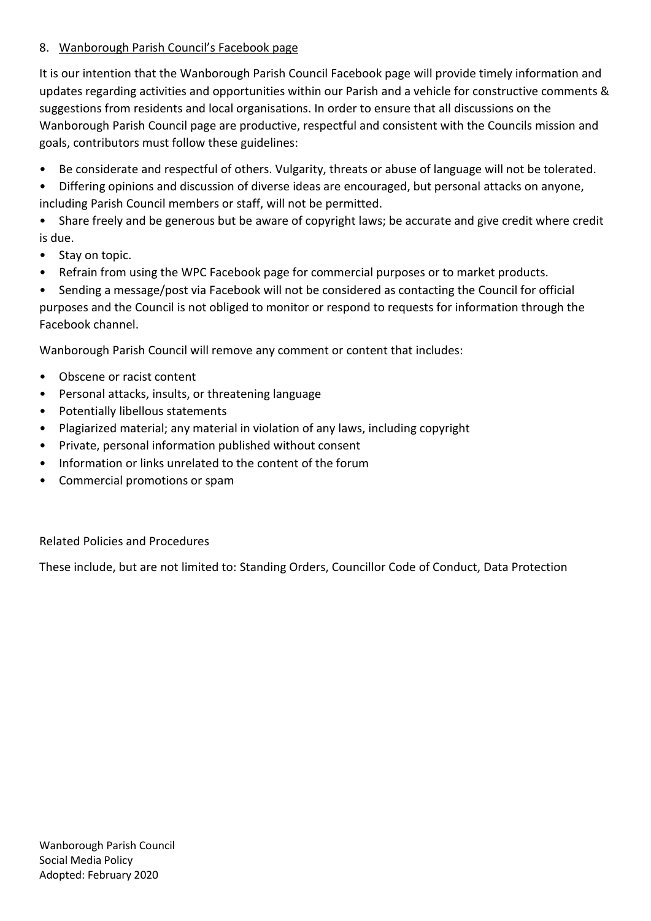## 8. Wanborough Parish Council's Facebook page

It is our intention that the Wanborough Parish Council Facebook page will provide timely information and updates regarding activities and opportunities within our Parish and a vehicle for constructive comments & suggestions from residents and local organisations. In order to ensure that all discussions on the Wanborough Parish Council page are productive, respectful and consistent with the Councils mission and goals, contributors must follow these guidelines:

- Be considerate and respectful of others. Vulgarity, threats or abuse of language will not be tolerated.
- Differing opinions and discussion of diverse ideas are encouraged, but personal attacks on anyone, including Parish Council members or staff, will not be permitted.
- Share freely and be generous but be aware of copyright laws; be accurate and give credit where credit is due.
- Stay on topic.
- Refrain from using the WPC Facebook page for commercial purposes or to market products.
- Sending a message/post via Facebook will not be considered as contacting the Council for official purposes and the Council is not obliged to monitor or respond to requests for information through the Facebook channel.

Wanborough Parish Council will remove any comment or content that includes:

- Obscene or racist content
- Personal attacks, insults, or threatening language
- Potentially libellous statements
- Plagiarized material; any material in violation of any laws, including copyright
- Private, personal information published without consent
- Information or links unrelated to the content of the forum
- Commercial promotions or spam

Related Policies and Procedures

These include, but are not limited to: Standing Orders, Councillor Code of Conduct, Data Protection